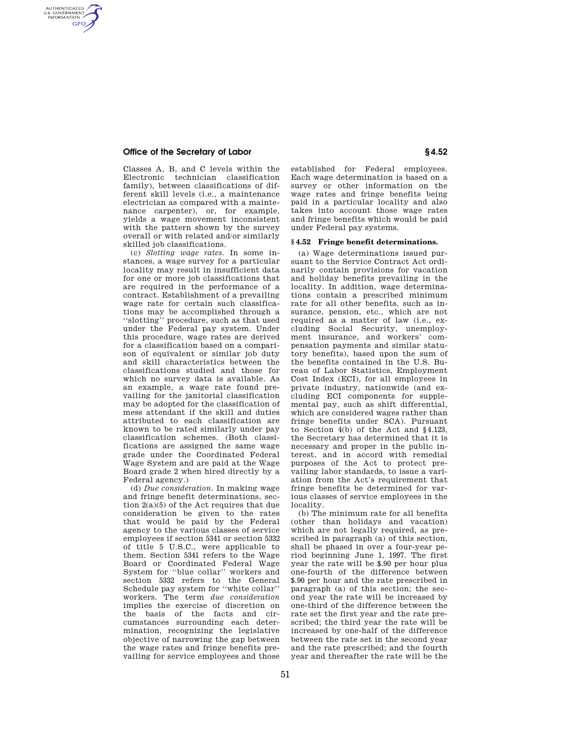Classes A, B, and C levels within the Electronic technician classification family), between classifications of different skill levels (i.e., a maintenance electrician as compared with a maintenance carpenter), or, for example, yields a wage movement inconsistent with the pattern shown by the survey overall or with related and/or similarly skilled job classifications.

(c) *Slotting wage rates.* In some instances, a wage survey for a particular locality may result in insufficient data for one or more job classifications that are required in the performance of a contract. Establishment of a prevailing wage rate for certain such classifications may be accomplished through a "slotting" procedure, such as that used under the Federal pay system. Under this procedure, wage rates are derived for a classification based on a comparison of equivalent or similar job duty and skill characteristics between the classifications studied and those for which no survey data is available. As an example, a wage rate found prevailing for the janitorial classification may be adopted for the classification of mess attendant if the skill and duties attributed to each classification are known to be rated similarly under pay classification schemes. (Both classifications are assigned the same wage grade under the Coordinated Federal Wage System and are paid at the Wage Board grade 2 when hired directly by a Federal agency.)

(d) *Due consideration.* In making wage and fringe benefit determinations, section 2(a)(5) of the Act requires that due consideration be given to the rates that would be paid by the Federal agency to the various classes of service employees if section 5341 or section 5332 of title 5 U.S.C., were applicable to them. Section 5341 refers to the Wage Board or Coordinated Federal Wage System for "blue collar" workers and section 5332 refers to the General Schedule pay system for "white collar" workers. The term *due consideration* implies the exercise of discretion on the basis of the facts and circumstances surrounding each determination, recognizing the legislative objective of narrowing the gap between the wage rates and fringe benefits prevailing for service employees and those established for Federal employees. Each wage determination is based on a survey or other information on the wage rates and fringe benefits being paid in a particular locality and also takes into account those wage rates and fringe benefits which would be paid under Federal pay systems.

### § 4.52 Fringe benefit determinations.

(a) Wage determinations issued pursuant to the Service Contract Act ordinarily contain provisions for vacation and holiday benefits prevailing in the locality. In addition, wage determinations contain a prescribed minimum rate for all other benefits, such as insurance, pension, etc., which are not required as a matter of law (i.e., excluding Social Security, unemployment insurance, and workers' compensation payments and similar statutory benefits), based upon the sum of the benefits contained in the U.S. Bureau of Labor Statistics, Employment Cost Index (ECI), for all employees in private industry, nationwide (and excluding ECI components for supplemental pay, such as shift differential, which are considered wages rather than fringe benefits under SCA). Pursuant to Section 4(b) of the Act and §4.123, the Secretary has determined that it is necessary and proper in the public interest, and in accord with remedial purposes of the Act to protect prevailing labor standards, to issue a variation from the Act's requirement that fringe benefits be determined for various classes of service employees in the locality.

(b) The minimum rate for all benefits (other than holidays and vacation) which are not legally required, as prescribed in paragraph (a) of this section, shall be phased in over a four-year period beginning June 1, 1997. The first year the rate will be $.90 per hour plus one-fourth of the difference between $.90 per hour and the rate prescribed in paragraph (a) of this section; the second year the rate will be increased by one-third of the difference between the rate set the first year and the rate prescribed; the third year the rate will be increased by one-half of the difference between the rate set in the second year and the rate prescribed; and the fourth year and thereafter the rate will be the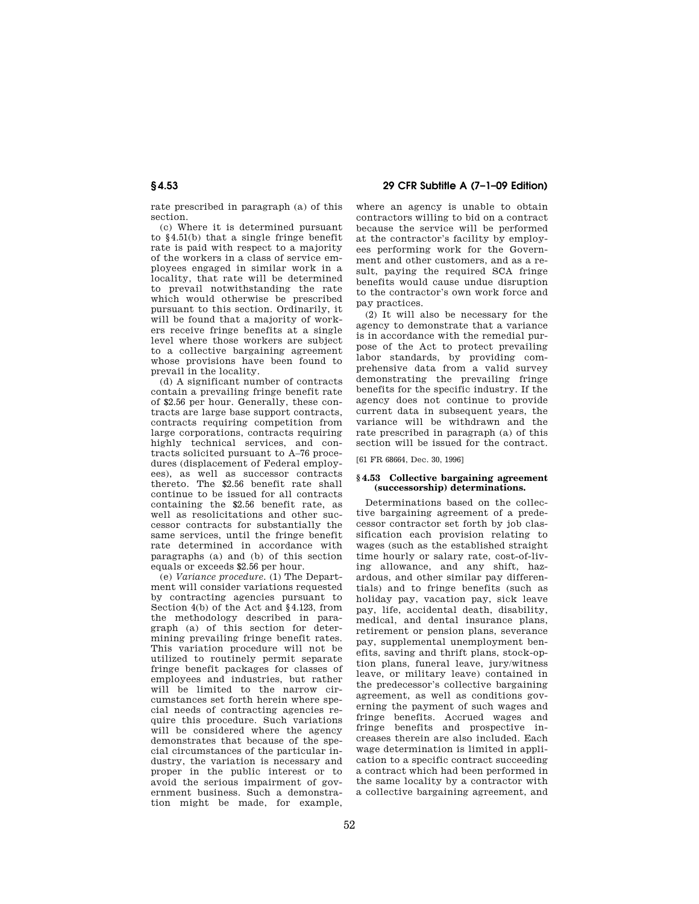rate prescribed in paragraph (a) of this section.

(c) Where it is determined pursuant to §4.51(b) that a single fringe benefit rate is paid with respect to a majority of the workers in a class of service employees engaged in similar work in a locality, that rate will be determined to prevail notwithstanding the rate which would otherwise be prescribed pursuant to this section. Ordinarily, it will be found that a majority of workers receive fringe benefits at a single level where those workers are subject to a collective bargaining agreement whose provisions have been found to prevail in the locality.

(d) A significant number of contracts contain a prevailing fringe benefit rate of $2.56 per hour. Generally, these contracts are large base support contracts, contracts requiring competition from large corporations, contracts requiring highly technical services, and contracts solicited pursuant to A–76 procedures (displacement of Federal employees), as well as successor contracts thereto. The $2.56 benefit rate shall continue to be issued for all contracts containing the $2.56 benefit rate, as well as resolicitations and other successor contracts for substantially the same services, until the fringe benefit rate determined in accordance with paragraphs (a) and (b) of this section equals or exceeds $2.56 per hour.

(e) *Variance procedure.* (1) The Department will consider variations requested by contracting agencies pursuant to Section 4(b) of the Act and §4.123, from the methodology described in paragraph (a) of this section for determining prevailing fringe benefit rates. This variation procedure will not be utilized to routinely permit separate fringe benefit packages for classes of employees and industries, but rather will be limited to the narrow circumstances set forth herein where special needs of contracting agencies require this procedure. Such variations will be considered where the agency demonstrates that because of the special circumstances of the particular industry, the variation is necessary and proper in the public interest or to avoid the serious impairment of government business. Such a demonstration might be made, for example, where an agency is unable to obtain contractors willing to bid on a contract because the service will be performed at the contractor's facility by employees performing work for the Government and other customers, and as a result, paying the required SCA fringe benefits would cause undue disruption to the contractor's own work force and pay practices.

(2) It will also be necessary for the agency to demonstrate that a variance is in accordance with the remedial purpose of the Act to protect prevailing labor standards, by providing comprehensive data from a valid survey demonstrating the prevailing fringe benefits for the specific industry. If the agency does not continue to provide current data in subsequent years, the variance will be withdrawn and the rate prescribed in paragraph (a) of this section will be issued for the contract.

[61 FR 68664, Dec. 30, 1996]

### §4.53 Collective bargaining agreement (successorship) determinations.

Determinations based on the collective bargaining agreement of a predecessor contractor set forth by job classification each provision relating to wages (such as the established straight time hourly or salary rate, cost-of-living allowance, and any shift, hazardous, and other similar pay differentials) and to fringe benefits (such as holiday pay, vacation pay, sick leave pay, life, accidental death, disability, medical, and dental insurance plans, retirement or pension plans, severance pay, supplemental unemployment benefits, saving and thrift plans, stock-option plans, funeral leave, jury/witness leave, or military leave) contained in the predecessor's collective bargaining agreement, as well as conditions governing the payment of such wages and fringe benefits. Accrued wages and fringe benefits and prospective increases therein are also included. Each wage determination is limited in application to a specific contract succeeding a contract which had been performed in the same locality by a contractor with a collective bargaining agreement, and